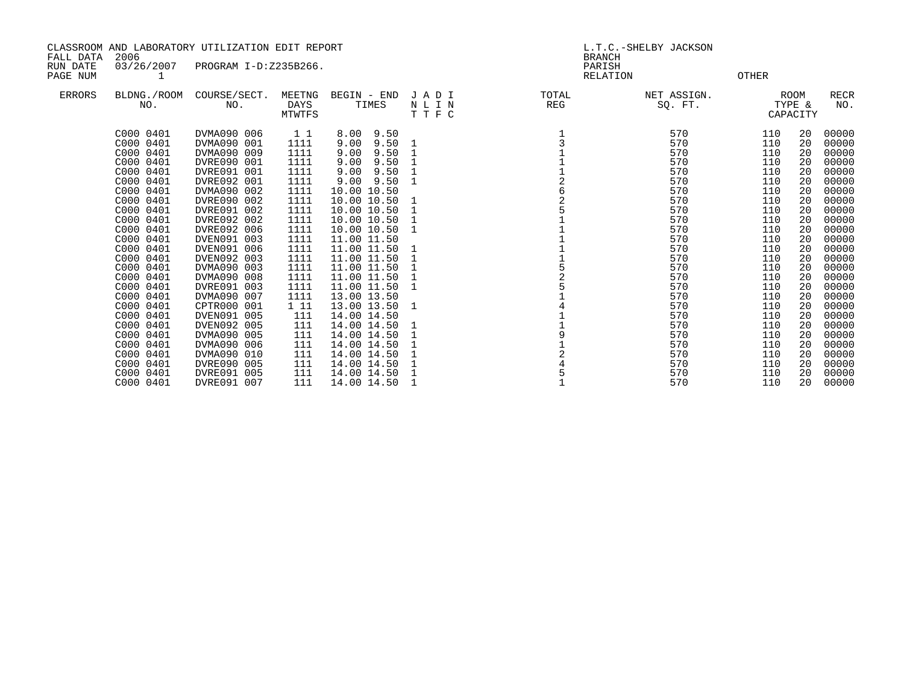CLASSROOM AND LABORATORY UTILIZATION EDIT REPORT
FALL DATA 2006
RUN DATE 03/26/2007 PROGRAM I-D:Z235B266.
PAGE NUM 1

L.T.C.-SHELBY JACKSON
BRANCH
PARISH
RELATION OTHER

| ERRORS | BLDNG./ROOM NO. | COURSE/SECT. NO. | MEETNG DAYS MTWTFS | BEGIN - END TIMES | J A D I N L I N T T F C | TOTAL REG | NET ASSIGN. SQ. FT. | ROOM TYPE & CAPACITY | | RECR NO. |
|---|---|---|---|---|---|---|---|---|---|---|
| | C000 0401 | DVMA090 006 | 1 1 | 8.00 9.50 | | 1 | 570 | 110 | 20 | 00000 |
| | C000 0401 | DVMA090 001 | 1111 | 9.00 9.50 | 1 | 3 | 570 | 110 | 20 | 00000 |
| | C000 0401 | DVMA090 009 | 1111 | 9.00 9.50 | 1 | 1 | 570 | 110 | 20 | 00000 |
| | C000 0401 | DVRE090 001 | 1111 | 9.00 9.50 | 1 | 1 | 570 | 110 | 20 | 00000 |
| | C000 0401 | DVRE091 001 | 1111 | 9.00 9.50 | 1 | 1 | 570 | 110 | 20 | 00000 |
| | C000 0401 | DVRE092 001 | 1111 | 9.00 9.50 | 1 | 2 | 570 | 110 | 20 | 00000 |
| | C000 0401 | DVMA090 002 | 1111 | 10.00 10.50 | | 6 | 570 | 110 | 20 | 00000 |
| | C000 0401 | DVRE090 002 | 1111 | 10.00 10.50 | 1 | 2 | 570 | 110 | 20 | 00000 |
| | C000 0401 | DVRE091 002 | 1111 | 10.00 10.50 | 1 | 5 | 570 | 110 | 20 | 00000 |
| | C000 0401 | DVRE092 002 | 1111 | 10.00 10.50 | 1 | 1 | 570 | 110 | 20 | 00000 |
| | C000 0401 | DVRE092 006 | 1111 | 10.00 10.50 | 1 | 1 | 570 | 110 | 20 | 00000 |
| | C000 0401 | DVEN091 003 | 1111 | 11.00 11.50 | | 1 | 570 | 110 | 20 | 00000 |
| | C000 0401 | DVEN091 006 | 1111 | 11.00 11.50 | 1 | 1 | 570 | 110 | 20 | 00000 |
| | C000 0401 | DVEN092 003 | 1111 | 11.00 11.50 | 1 | 1 | 570 | 110 | 20 | 00000 |
| | C000 0401 | DVMA090 003 | 1111 | 11.00 11.50 | 1 | 5 | 570 | 110 | 20 | 00000 |
| | C000 0401 | DVMA090 008 | 1111 | 11.00 11.50 | 1 | 2 | 570 | 110 | 20 | 00000 |
| | C000 0401 | DVRE091 003 | 1111 | 11.00 11.50 | 1 | 5 | 570 | 110 | 20 | 00000 |
| | C000 0401 | DVMA090 007 | 1111 | 13.00 13.50 | | 1 | 570 | 110 | 20 | 00000 |
| | C000 0401 | CPTR000 001 | 1 11 | 13.00 13.50 | 1 | 4 | 570 | 110 | 20 | 00000 |
| | C000 0401 | DVEN091 005 | 111 | 14.00 14.50 | | 1 | 570 | 110 | 20 | 00000 |
| | C000 0401 | DVEN092 005 | 111 | 14.00 14.50 | 1 | 1 | 570 | 110 | 20 | 00000 |
| | C000 0401 | DVMA090 005 | 111 | 14.00 14.50 | 1 | 9 | 570 | 110 | 20 | 00000 |
| | C000 0401 | DVMA090 006 | 111 | 14.00 14.50 | 1 | 1 | 570 | 110 | 20 | 00000 |
| | C000 0401 | DVMA090 010 | 111 | 14.00 14.50 | 1 | 2 | 570 | 110 | 20 | 00000 |
| | C000 0401 | DVRE090 005 | 111 | 14.00 14.50 | 1 | 4 | 570 | 110 | 20 | 00000 |
| | C000 0401 | DVRE091 005 | 111 | 14.00 14.50 | 1 | 5 | 570 | 110 | 20 | 00000 |
| | C000 0401 | DVRE091 007 | 111 | 14.00 14.50 | 1 | 1 | 570 | 110 | 20 | 00000 |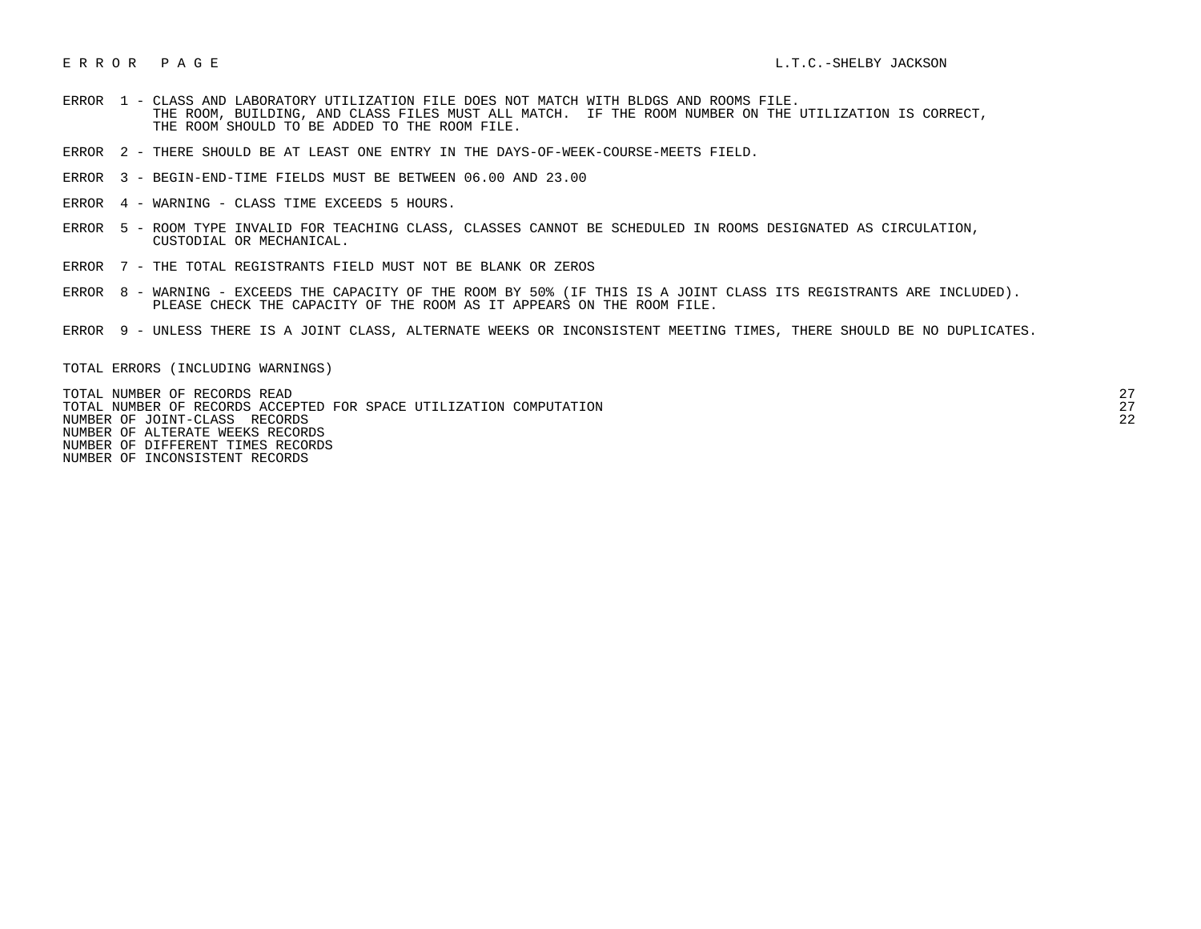E R R O R   P A G E                                                                          L.T.C.-SHELBY JACKSON

ERROR 1 - CLASS AND LABORATORY UTILIZATION FILE DOES NOT MATCH WITH BLDGS AND ROOMS FILE.
THE ROOM, BUILDING, AND CLASS FILES MUST ALL MATCH.  IF THE ROOM NUMBER ON THE UTILIZATION IS CORRECT,
THE ROOM SHOULD TO BE ADDED TO THE ROOM FILE.

ERROR 2 - THERE SHOULD BE AT LEAST ONE ENTRY IN THE DAYS-OF-WEEK-COURSE-MEETS FIELD.

ERROR 3 - BEGIN-END-TIME FIELDS MUST BE BETWEEN 06.00 AND 23.00

ERROR 4 - WARNING - CLASS TIME EXCEEDS 5 HOURS.

ERROR 5 - ROOM TYPE INVALID FOR TEACHING CLASS, CLASSES CANNOT BE SCHEDULED IN ROOMS DESIGNATED AS CIRCULATION,
CUSTODIAL OR MECHANICAL.

ERROR 7 - THE TOTAL REGISTRANTS FIELD MUST NOT BE BLANK OR ZEROS

ERROR 8 - WARNING - EXCEEDS THE CAPACITY OF THE ROOM BY 50% (IF THIS IS A JOINT CLASS ITS REGISTRANTS ARE INCLUDED).
PLEASE CHECK THE CAPACITY OF THE ROOM AS IT APPEARS ON THE ROOM FILE.

ERROR 9 - UNLESS THERE IS A JOINT CLASS, ALTERNATE WEEKS OR INCONSISTENT MEETING TIMES, THERE SHOULD BE NO DUPLICATES.

TOTAL ERRORS (INCLUDING WARNINGS)

| | |
|---|---|
| TOTAL NUMBER OF RECORDS READ | 27 |
| TOTAL NUMBER OF RECORDS ACCEPTED FOR SPACE UTILIZATION COMPUTATION | 27 |
| NUMBER OF JOINT-CLASS RECORDS | 22 |
| NUMBER OF ALTERNATE WEEKS RECORDS | |
| NUMBER OF DIFFERENT TIMES RECORDS | |
| NUMBER OF INCONSISTENT RECORDS | |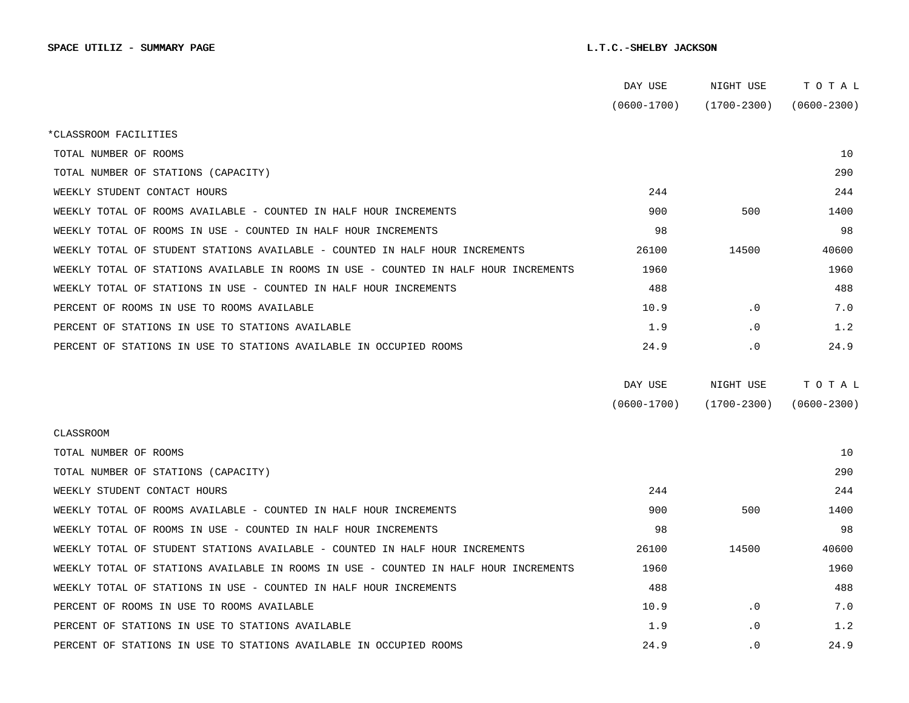**SPACE UTILIZ - SUMMARY PAGE** **L.T.C.-SHELBY JACKSON**

| | DAY USE (0600-1700) | NIGHT USE (1700-2300) | T O T A L (0600-2300) |
|---|---|---|---|
| *CLASSROOM FACILITIES | | | |
| TOTAL NUMBER OF ROOMS | | | 10 |
| TOTAL NUMBER OF STATIONS (CAPACITY) | | | 290 |
| WEEKLY STUDENT CONTACT HOURS | 244 | | 244 |
| WEEKLY TOTAL OF ROOMS AVAILABLE - COUNTED IN HALF HOUR INCREMENTS | 900 | 500 | 1400 |
| WEEKLY TOTAL OF ROOMS IN USE - COUNTED IN HALF HOUR INCREMENTS | 98 | | 98 |
| WEEKLY TOTAL OF STUDENT STATIONS AVAILABLE - COUNTED IN HALF HOUR INCREMENTS | 26100 | 14500 | 40600 |
| WEEKLY TOTAL OF STATIONS AVAILABLE IN ROOMS IN USE - COUNTED IN HALF HOUR INCREMENTS | 1960 | | 1960 |
| WEEKLY TOTAL OF STATIONS IN USE - COUNTED IN HALF HOUR INCREMENTS | 488 | | 488 |
| PERCENT OF ROOMS IN USE TO ROOMS AVAILABLE | 10.9 | .0 | 7.0 |
| PERCENT OF STATIONS IN USE TO STATIONS AVAILABLE | 1.9 | .0 | 1.2 |
| PERCENT OF STATIONS IN USE TO STATIONS AVAILABLE IN OCCUPIED ROOMS | 24.9 | .0 | 24.9 |

| | DAY USE (0600-1700) | NIGHT USE (1700-2300) | T O T A L (0600-2300) |
|---|---|---|---|
| CLASSROOM | | | |
| TOTAL NUMBER OF ROOMS | | | 10 |
| TOTAL NUMBER OF STATIONS (CAPACITY) | | | 290 |
| WEEKLY STUDENT CONTACT HOURS | 244 | | 244 |
| WEEKLY TOTAL OF ROOMS AVAILABLE - COUNTED IN HALF HOUR INCREMENTS | 900 | 500 | 1400 |
| WEEKLY TOTAL OF ROOMS IN USE - COUNTED IN HALF HOUR INCREMENTS | 98 | | 98 |
| WEEKLY TOTAL OF STUDENT STATIONS AVAILABLE - COUNTED IN HALF HOUR INCREMENTS | 26100 | 14500 | 40600 |
| WEEKLY TOTAL OF STATIONS AVAILABLE IN ROOMS IN USE - COUNTED IN HALF HOUR INCREMENTS | 1960 | | 1960 |
| WEEKLY TOTAL OF STATIONS IN USE - COUNTED IN HALF HOUR INCREMENTS | 488 | | 488 |
| PERCENT OF ROOMS IN USE TO ROOMS AVAILABLE | 10.9 | .0 | 7.0 |
| PERCENT OF STATIONS IN USE TO STATIONS AVAILABLE | 1.9 | .0 | 1.2 |
| PERCENT OF STATIONS IN USE TO STATIONS AVAILABLE IN OCCUPIED ROOMS | 24.9 | .0 | 24.9 |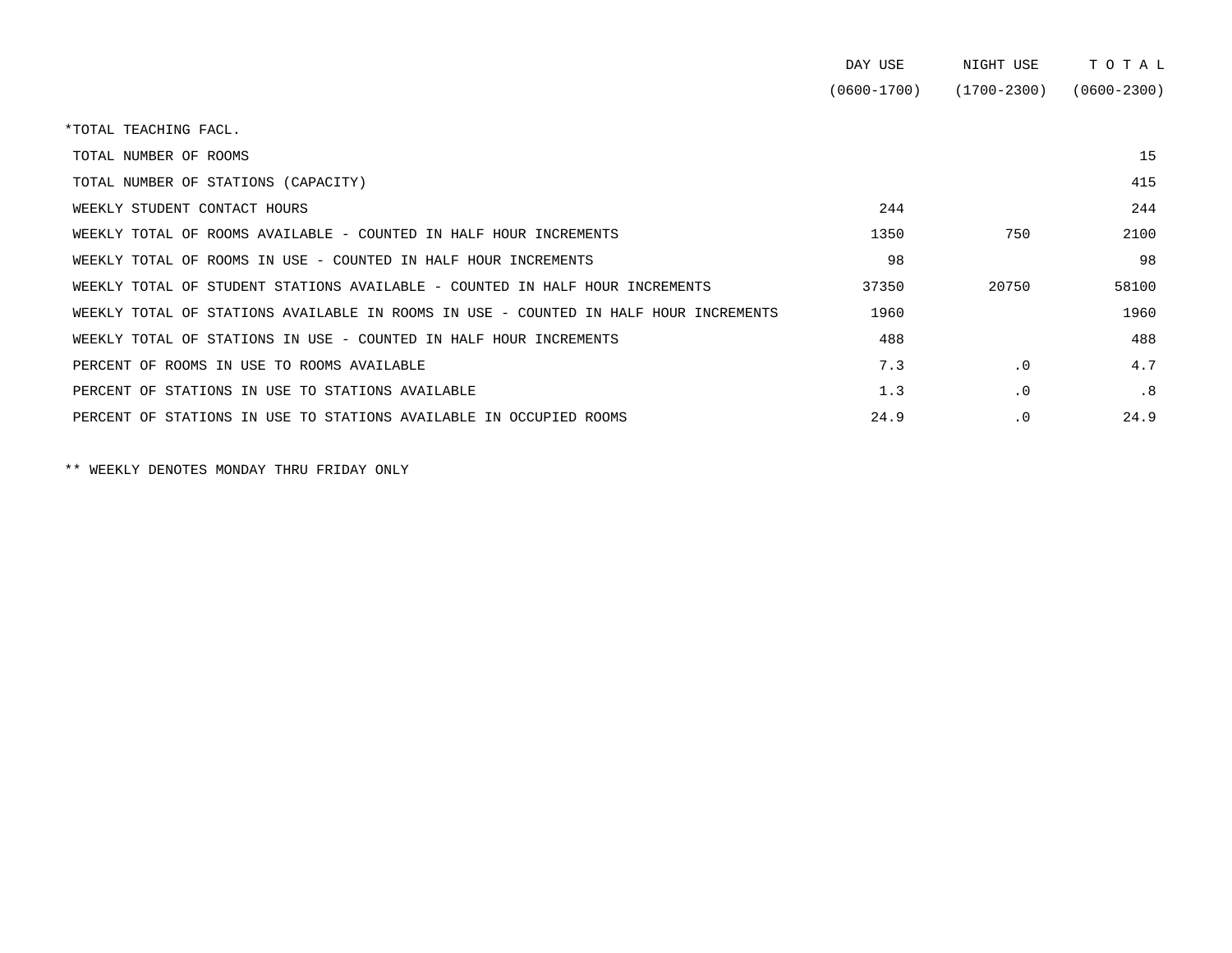| | DAY USE (0600-1700) | NIGHT USE (1700-2300) | T O T A L (0600-2300) |
|---|---|---|---|
| *TOTAL TEACHING FACL. | | | |
| TOTAL NUMBER OF ROOMS | | | 15 |
| TOTAL NUMBER OF STATIONS (CAPACITY) | | | 415 |
| WEEKLY STUDENT CONTACT HOURS | 244 | | 244 |
| WEEKLY TOTAL OF ROOMS AVAILABLE - COUNTED IN HALF HOUR INCREMENTS | 1350 | 750 | 2100 |
| WEEKLY TOTAL OF ROOMS IN USE - COUNTED IN HALF HOUR INCREMENTS | 98 | | 98 |
| WEEKLY TOTAL OF STUDENT STATIONS AVAILABLE - COUNTED IN HALF HOUR INCREMENTS | 37350 | 20750 | 58100 |
| WEEKLY TOTAL OF STATIONS AVAILABLE IN ROOMS IN USE - COUNTED IN HALF HOUR INCREMENTS | 1960 | | 1960 |
| WEEKLY TOTAL OF STATIONS IN USE - COUNTED IN HALF HOUR INCREMENTS | 488 | | 488 |
| PERCENT OF ROOMS IN USE TO ROOMS AVAILABLE | 7.3 | .0 | 4.7 |
| PERCENT OF STATIONS IN USE TO STATIONS AVAILABLE | 1.3 | .0 | .8 |
| PERCENT OF STATIONS IN USE TO STATIONS AVAILABLE IN OCCUPIED ROOMS | 24.9 | .0 | 24.9 |

** WEEKLY DENOTES MONDAY THRU FRIDAY ONLY